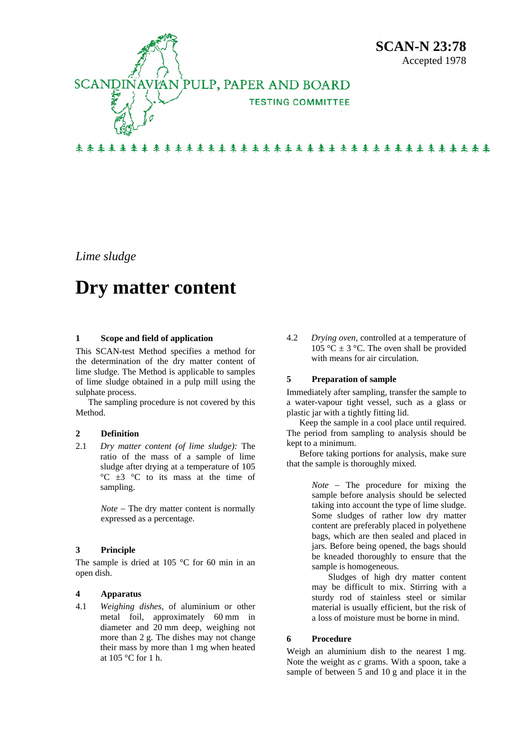SCANDINAVIAN PULP, PAPER AND BOARD

TESTING COMMITTEE

**SCAN-N 23:78**
Accepted 1978

*Lime sludge*

# Dry matter content

## 1 Scope and field of application

This SCAN-test Method specifies a method for the determination of the dry matter content of lime sludge. The Method is applicable to samples of lime sludge obtained in a pulp mill using the sulphate process.

The sampling procedure is not covered by this Method.

## 2 Definition

2.1 *Dry matter content (of lime sludge):* The ratio of the mass of a sample of lime sludge after drying at a temperature of 105 °C ±3 °C to its mass at the time of sampling.

*Note* – The dry matter content is normally expressed as a percentage.

## 3 Principle

The sample is dried at 105 °C for 60 min in an open dish.

## 4 Apparatus

4.1 *Weighing dishes*, of aluminium or other metal foil, approximately 60 mm in diameter and 20 mm deep, weighing not more than 2 g. The dishes may not change their mass by more than 1 mg when heated at 105 °C for 1 h.

4.2 *Drying oven*, controlled at a temperature of 105 °C ± 3 °C. The oven shall be provided with means for air circulation.

## 5 Preparation of sample

Immediately after sampling, transfer the sample to a water-vapour tight vessel, such as a glass or plastic jar with a tightly fitting lid.

Keep the sample in a cool place until required. The period from sampling to analysis should be kept to a minimum.

Before taking portions for analysis, make sure that the sample is thoroughly mixed.

*Note* – The procedure for mixing the sample before analysis should be selected taking into account the type of lime sludge. Some sludges of rather low dry matter content are preferably placed in polyethene bags, which are then sealed and placed in jars. Before being opened, the bags should be kneaded thoroughly to ensure that the sample is homogeneous.

Sludges of high dry matter content may be difficult to mix. Stirring with a sturdy rod of stainless steel or similar material is usually efficient, but the risk of a loss of moisture must be borne in mind.

## 6 Procedure

Weigh an aluminium dish to the nearest 1 mg. Note the weight as *c* grams. With a spoon, take a sample of between 5 and 10 g and place it in the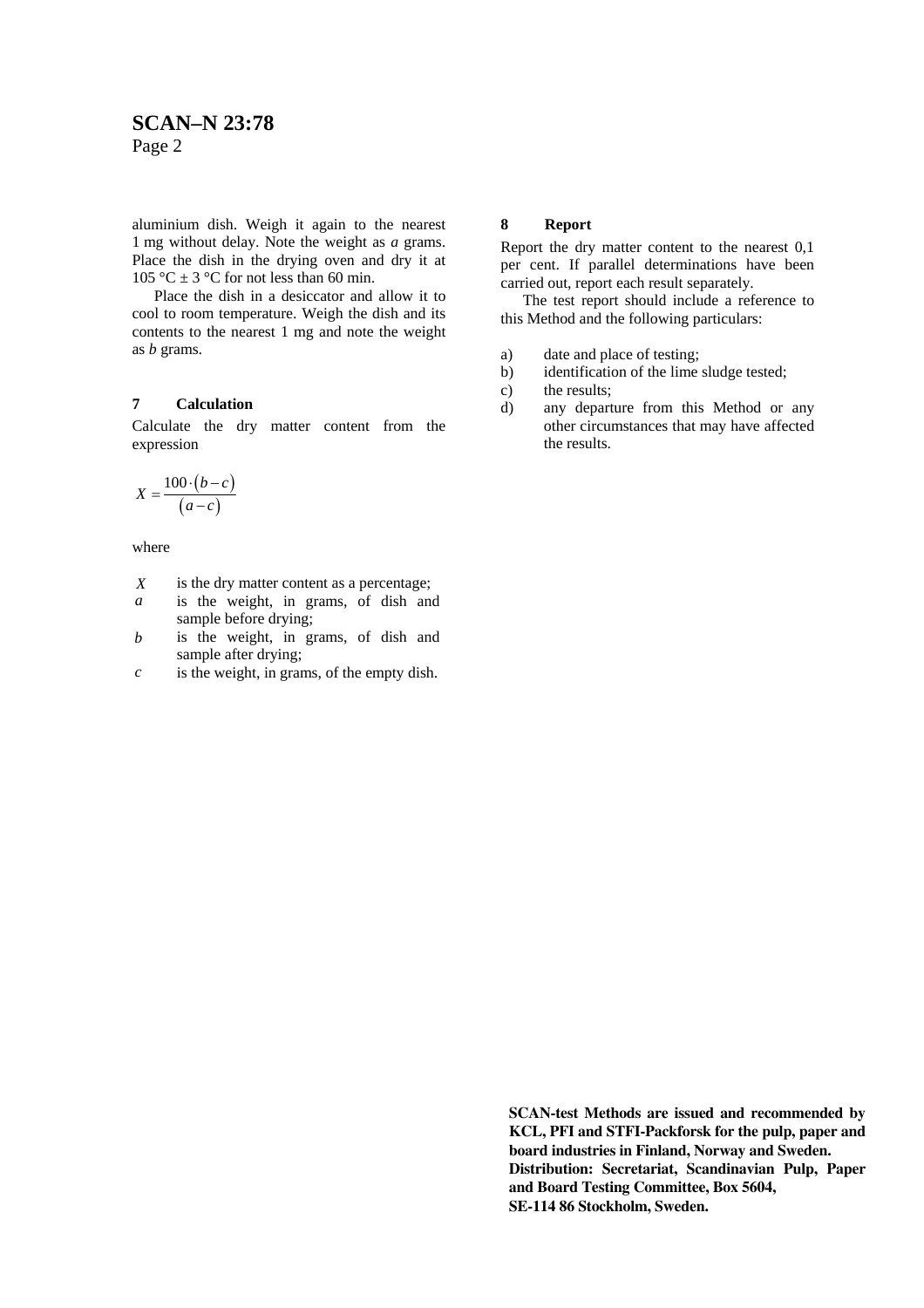aluminium dish. Weigh it again to the nearest 1 mg without delay. Note the weight as *a* grams. Place the dish in the drying oven and dry it at 105 °C ± 3 °C for not less than 60 min.

Place the dish in a desiccator and allow it to cool to room temperature. Weigh the dish and its contents to the nearest 1 mg and note the weight as *b* grams.

## 7 Calculation

Calculate the dry matter content from the expression

$$X = \frac{100 \cdot (b - c)}{(a - c)}$$

where

- $X$ is the dry matter content as a percentage;
- $a$ is the weight, in grams, of dish and sample before drying;
- $b$ is the weight, in grams, of dish and sample after drying;
- $c$ is the weight, in grams, of the empty dish.

## 8 Report

Report the dry matter content to the nearest 0,1 per cent. If parallel determinations have been carried out, report each result separately.

The test report should include a reference to this Method and the following particulars:

a) date and place of testing;
b) identification of the lime sludge tested;
c) the results;
d) any departure from this Method or any other circumstances that may have affected the results.

**SCAN-test Methods are issued and recommended by KCL, PFI and STFI-Packforsk for the pulp, paper and board industries in Finland, Norway and Sweden.**
**Distribution: Secretariat, Scandinavian Pulp, Paper and Board Testing Committee, Box 5604, SE-114 86 Stockholm, Sweden.**